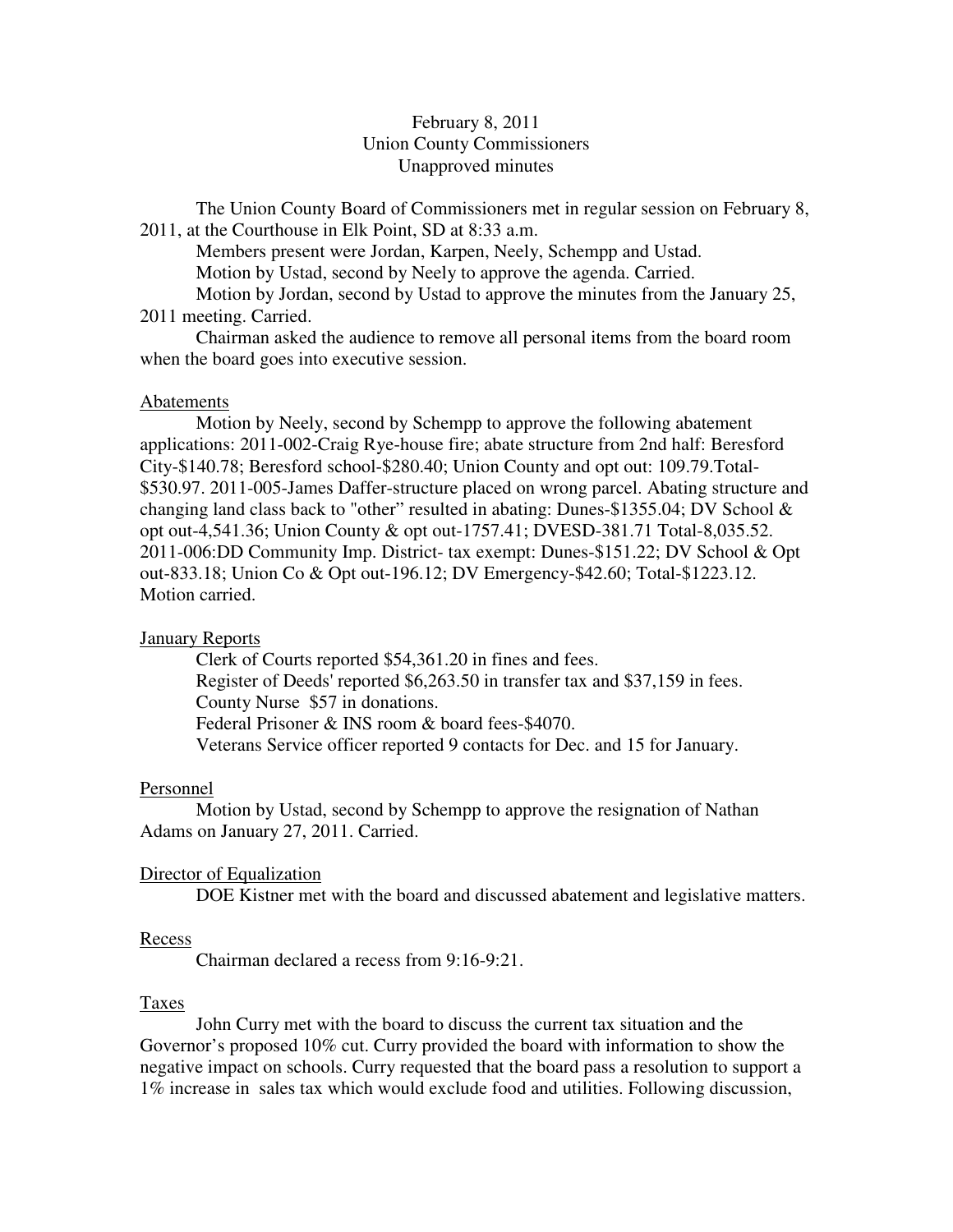February 8, 2011
Union County Commissioners
Unapproved minutes

The Union County Board of Commissioners met in regular session on February 8, 2011, at the Courthouse in Elk Point, SD at 8:33 a.m.

Members present were Jordan, Karpen, Neely, Schempp and Ustad.

Motion by Ustad, second by Neely to approve the agenda. Carried.

Motion by Jordan, second by Ustad to approve the minutes from the January 25, 2011 meeting. Carried.

Chairman asked the audience to remove all personal items from the board room when the board goes into executive session.

## Abatements

Motion by Neely, second by Schempp to approve the following abatement applications: 2011-002-Craig Rye-house fire; abate structure from 2nd half: Beresford City-$140.78; Beresford school-$280.40; Union County and opt out: 109.79.Total-$530.97. 2011-005-James Daffer-structure placed on wrong parcel. Abating structure and changing land class back to "other" resulted in abating: Dunes-$1355.04; DV School & opt out-4,541.36; Union County & opt out-1757.41; DVESD-381.71 Total-8,035.52. 2011-006:DD Community Imp. District- tax exempt: Dunes-$151.22; DV School & Opt out-833.18; Union Co & Opt out-196.12; DV Emergency-$42.60; Total-$1223.12. Motion carried.

## January Reports

Clerk of Courts reported $54,361.20 in fines and fees.

Register of Deeds' reported $6,263.50 in transfer tax and $37,159 in fees.

County Nurse $57 in donations.

Federal Prisoner & INS room & board fees-$4070.

Veterans Service officer reported 9 contacts for Dec. and 15 for January.

## Personnel

Motion by Ustad, second by Schempp to approve the resignation of Nathan Adams on January 27, 2011. Carried.

## Director of Equalization

DOE Kistner met with the board and discussed abatement and legislative matters.

## Recess

Chairman declared a recess from 9:16-9:21.

## Taxes

John Curry met with the board to discuss the current tax situation and the Governor's proposed 10% cut. Curry provided the board with information to show the negative impact on schools. Curry requested that the board pass a resolution to support a 1% increase in sales tax which would exclude food and utilities. Following discussion,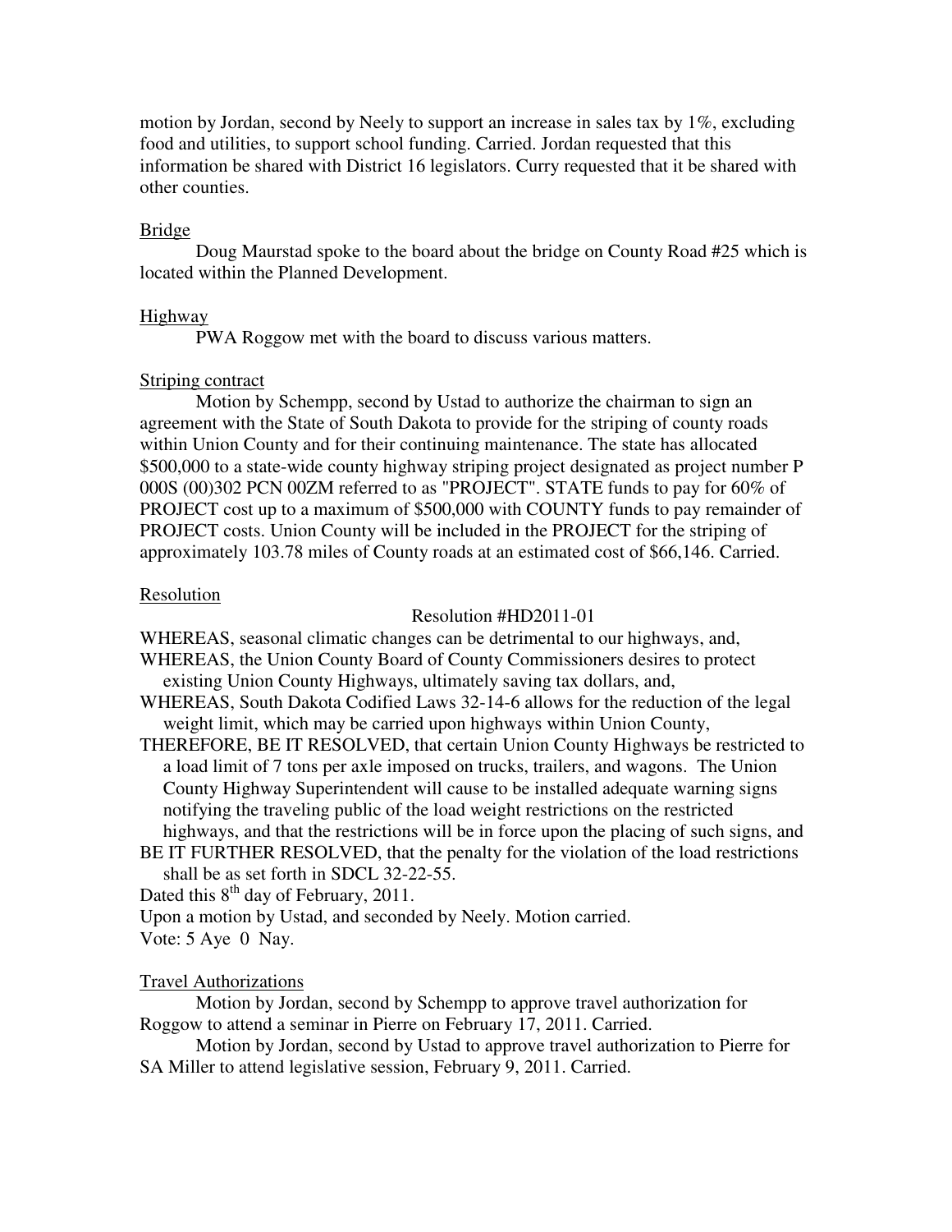motion by Jordan, second by Neely to support an increase in sales tax by 1%, excluding food and utilities, to support school funding. Carried. Jordan requested that this information be shared with District 16 legislators. Curry requested that it be shared with other counties.

Bridge

Doug Maurstad spoke to the board about the bridge on County Road #25 which is located within the Planned Development.

Highway

PWA Roggow met with the board to discuss various matters.

Striping contract

Motion by Schempp, second by Ustad to authorize the chairman to sign an agreement with the State of South Dakota to provide for the striping of county roads within Union County and for their continuing maintenance. The state has allocated $500,000 to a state-wide county highway striping project designated as project number P 000S (00)302 PCN 00ZM referred to as "PROJECT". STATE funds to pay for 60% of PROJECT cost up to a maximum of $500,000 with COUNTY funds to pay remainder of PROJECT costs. Union County will be included in the PROJECT for the striping of approximately 103.78 miles of County roads at an estimated cost of $66,146. Carried.

Resolution

Resolution #HD2011-01

WHEREAS, seasonal climatic changes can be detrimental to our highways, and,

WHEREAS, the Union County Board of County Commissioners desires to protect existing Union County Highways, ultimately saving tax dollars, and,

WHEREAS, South Dakota Codified Laws 32-14-6 allows for the reduction of the legal weight limit, which may be carried upon highways within Union County,

THEREFORE, BE IT RESOLVED, that certain Union County Highways be restricted to a load limit of 7 tons per axle imposed on trucks, trailers, and wagons. The Union County Highway Superintendent will cause to be installed adequate warning signs notifying the traveling public of the load weight restrictions on the restricted highways, and that the restrictions will be in force upon the placing of such signs, and

BE IT FURTHER RESOLVED, that the penalty for the violation of the load restrictions shall be as set forth in SDCL 32-22-55.

Dated this 8th day of February, 2011.

Upon a motion by Ustad, and seconded by Neely. Motion carried.

Vote: 5 Aye 0 Nay.

Travel Authorizations

Motion by Jordan, second by Schempp to approve travel authorization for Roggow to attend a seminar in Pierre on February 17, 2011. Carried.

Motion by Jordan, second by Ustad to approve travel authorization to Pierre for SA Miller to attend legislative session, February 9, 2011. Carried.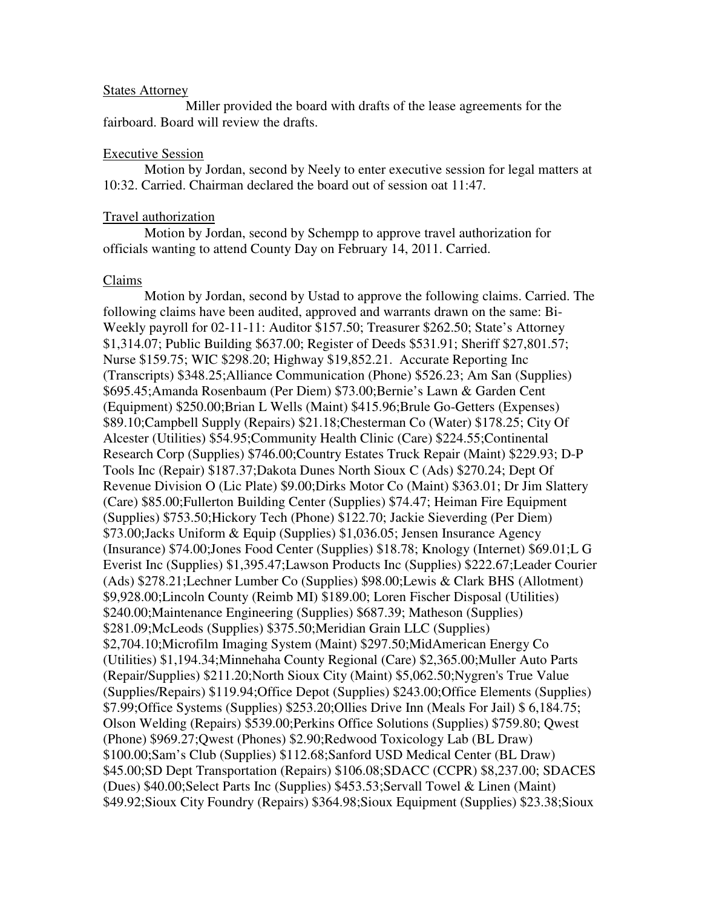States Attorney

Miller provided the board with drafts of the lease agreements for the fairboard. Board will review the drafts.

Executive Session

Motion by Jordan, second by Neely to enter executive session for legal matters at 10:32. Carried. Chairman declared the board out of session oat 11:47.

Travel authorization

Motion by Jordan, second by Schempp to approve travel authorization for officials wanting to attend County Day on February 14, 2011. Carried.

Claims

Motion by Jordan, second by Ustad to approve the following claims. Carried. The following claims have been audited, approved and warrants drawn on the same: Bi-Weekly payroll for 02-11-11: Auditor $157.50; Treasurer $262.50; State's Attorney $1,314.07; Public Building $637.00; Register of Deeds $531.91; Sheriff $27,801.57; Nurse $159.75; WIC $298.20; Highway $19,852.21. Accurate Reporting Inc (Transcripts) $348.25;Alliance Communication (Phone) $526.23; Am San (Supplies) $695.45;Amanda Rosenbaum (Per Diem) $73.00;Bernie's Lawn & Garden Cent (Equipment) $250.00;Brian L Wells (Maint) $415.96;Brule Go-Getters (Expenses) $89.10;Campbell Supply (Repairs) $21.18;Chesterman Co (Water) $178.25; City Of Alcester (Utilities) $54.95;Community Health Clinic (Care) $224.55;Continental Research Corp (Supplies) $746.00;Country Estates Truck Repair (Maint) $229.93; D-P Tools Inc (Repair) $187.37;Dakota Dunes North Sioux C (Ads) $270.24; Dept Of Revenue Division O (Lic Plate) $9.00;Dirks Motor Co (Maint) $363.01; Dr Jim Slattery (Care) $85.00;Fullerton Building Center (Supplies) $74.47; Heiman Fire Equipment (Supplies) $753.50;Hickory Tech (Phone) $122.70; Jackie Sieverding (Per Diem) $73.00;Jacks Uniform & Equip (Supplies) $1,036.05; Jensen Insurance Agency (Insurance) $74.00;Jones Food Center (Supplies) $18.78; Knology (Internet) $69.01;L G Everist Inc (Supplies) $1,395.47;Lawson Products Inc (Supplies) $222.67;Leader Courier (Ads) $278.21;Lechner Lumber Co (Supplies) $98.00;Lewis & Clark BHS (Allotment) $9,928.00;Lincoln County (Reimb MI) $189.00; Loren Fischer Disposal (Utilities) $240.00;Maintenance Engineering (Supplies) $687.39; Matheson (Supplies) $281.09;McLeods (Supplies) $375.50;Meridian Grain LLC (Supplies) $2,704.10;Microfilm Imaging System (Maint) $297.50;MidAmerican Energy Co (Utilities) $1,194.34;Minnehaha County Regional (Care) $2,365.00;Muller Auto Parts (Repair/Supplies) $211.20;North Sioux City (Maint) $5,062.50;Nygren's True Value (Supplies/Repairs) $119.94;Office Depot (Supplies) $243.00;Office Elements (Supplies) $7.99;Office Systems (Supplies) $253.20;Ollies Drive Inn (Meals For Jail) $ 6,184.75; Olson Welding (Repairs) $539.00;Perkins Office Solutions (Supplies) $759.80; Qwest (Phone) $969.27;Qwest (Phones) $2.90;Redwood Toxicology Lab (BL Draw) $100.00;Sam's Club (Supplies) $112.68;Sanford USD Medical Center (BL Draw) $45.00;SD Dept Transportation (Repairs) $106.08;SDACC (CCPR) $8,237.00; SDACES (Dues) $40.00;Select Parts Inc (Supplies) $453.53;Servall Towel & Linen (Maint) $49.92;Sioux City Foundry (Repairs) $364.98;Sioux Equipment (Supplies) $23.38;Sioux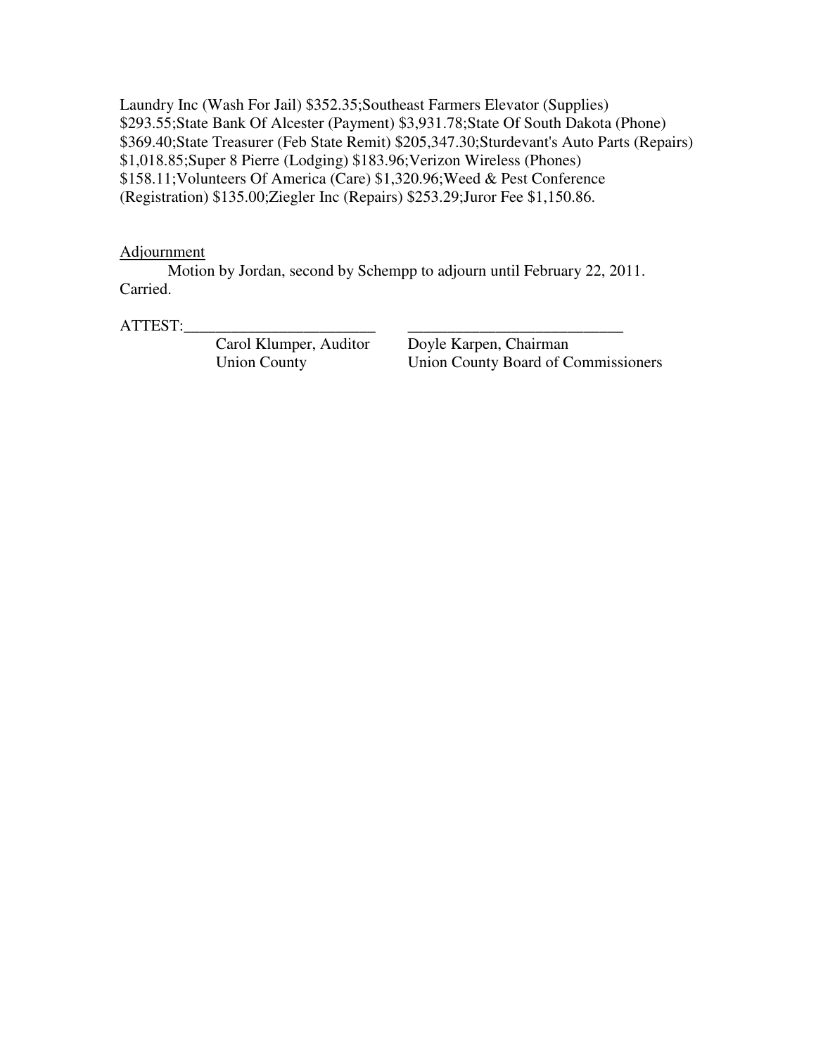Laundry Inc (Wash For Jail) $352.35;Southeast Farmers Elevator (Supplies) $293.55;State Bank Of Alcester (Payment) $3,931.78;State Of South Dakota (Phone) $369.40;State Treasurer (Feb State Remit) $205,347.30;Sturdevant's Auto Parts (Repairs) $1,018.85;Super 8 Pierre (Lodging) $183.96;Verizon Wireless (Phones) $158.11;Volunteers Of America (Care) $1,320.96;Weed & Pest Conference (Registration) $135.00;Ziegler Inc (Repairs) $253.29;Juror Fee $1,150.86.

<u>Adjournment</u>

Motion by Jordan, second by Schempp to adjourn until February 22, 2011. Carried.

ATTEST:_______________________ ___________________________

Carol Klumper, Auditor
Union County

Doyle Karpen, Chairman
Union County Board of Commissioners